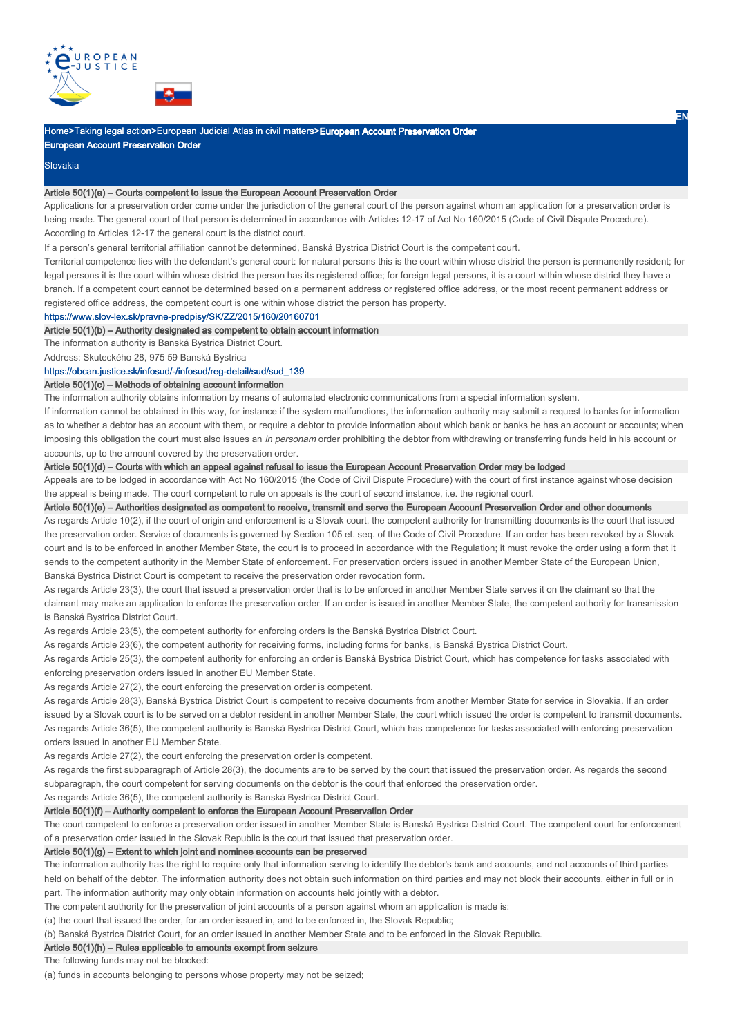Home>Taking legal action>European Judicial Atlas in civil matters>**European Account Preservation Order**

# European Account Preservation Order

Slovakia

## Article 50(1)(a) – Courts competent to issue the European Account Preservation Order

Applications for a preservation order come under the jurisdiction of the general court of the person against whom an application for a preservation order is being made. The general court of that person is determined in accordance with Articles 12-17 of Act No 160/2015 (Code of Civil Dispute Procedure). According to Articles 12-17 the general court is the district court.

If a person's general territorial affiliation cannot be determined, Banská Bystrica District Court is the competent court.

Territorial competence lies with the defendant's general court: for natural persons this is the court within whose district the person is permanently resident; for legal persons it is the court within whose district the person has its registered office; for foreign legal persons, it is a court within whose district they have a branch. If a competent court cannot be determined based on a permanent address or registered office address, or the most recent permanent address or registered office address, the competent court is one within whose district the person has property.

https://www.slov-lex.sk/pravne-predpisy/SK/ZZ/2015/160/20160701

## Article 50(1)(b) – Authority designated as competent to obtain account information

The information authority is Banská Bystrica District Court.

Address: Skuteckého 28, 975 59 Banská Bystrica

https://obcan.justice.sk/infosud/-/infosud/reg-detail/sud/sud_139

## Article 50(1)(c) – Methods of obtaining account information

The information authority obtains information by means of automated electronic communications from a special information system.

If information cannot be obtained in this way, for instance if the system malfunctions, the information authority may submit a request to banks for information as to whether a debtor has an account with them, or require a debtor to provide information about which bank or banks he has an account or accounts; when imposing this obligation the court must also issues an *in personam* order prohibiting the debtor from withdrawing or transferring funds held in his account or accounts, up to the amount covered by the preservation order.

## Article 50(1)(d) – Courts with which an appeal against refusal to issue the European Account Preservation Order may be lodged

Appeals are to be lodged in accordance with Act No 160/2015 (the Code of Civil Dispute Procedure) with the court of first instance against whose decision the appeal is being made. The court competent to rule on appeals is the court of second instance, i.e. the regional court.

## Article 50(1)(e) – Authorities designated as competent to receive, transmit and serve the European Account Preservation Order and other documents

As regards Article 10(2), if the court of origin and enforcement is a Slovak court, the competent authority for transmitting documents is the court that issued the preservation order. Service of documents is governed by Section 105 et. seq. of the Code of Civil Procedure. If an order has been revoked by a Slovak court and is to be enforced in another Member State, the court is to proceed in accordance with the Regulation; it must revoke the order using a form that it sends to the competent authority in the Member State of enforcement. For preservation orders issued in another Member State of the European Union, Banská Bystrica District Court is competent to receive the preservation order revocation form.

As regards Article 23(3), the court that issued a preservation order that is to be enforced in another Member State serves it on the claimant so that the claimant may make an application to enforce the preservation order. If an order is issued in another Member State, the competent authority for transmission is Banská Bystrica District Court.

As regards Article 23(5), the competent authority for enforcing orders is the Banská Bystrica District Court.

As regards Article 23(6), the competent authority for receiving forms, including forms for banks, is Banská Bystrica District Court.

As regards Article 25(3), the competent authority for enforcing an order is Banská Bystrica District Court, which has competence for tasks associated with enforcing preservation orders issued in another EU Member State.

As regards Article 27(2), the court enforcing the preservation order is competent.

As regards Article 28(3), Banská Bystrica District Court is competent to receive documents from another Member State for service in Slovakia. If an order issued by a Slovak court is to be served on a debtor resident in another Member State, the court which issued the order is competent to transmit documents.

As regards Article 36(5), the competent authority is Banská Bystrica District Court, which has competence for tasks associated with enforcing preservation orders issued in another EU Member State.

As regards Article 27(2), the court enforcing the preservation order is competent.

As regards the first subparagraph of Article 28(3), the documents are to be served by the court that issued the preservation order. As regards the second subparagraph, the court competent for serving documents on the debtor is the court that enforced the preservation order.

As regards Article 36(5), the competent authority is Banská Bystrica District Court.

## Article 50(1)(f) – Authority competent to enforce the European Account Preservation Order

The court competent to enforce a preservation order issued in another Member State is Banská Bystrica District Court. The competent court for enforcement of a preservation order issued in the Slovak Republic is the court that issued that preservation order.

## Article 50(1)(g) – Extent to which joint and nominee accounts can be preserved

The information authority has the right to require only that information serving to identify the debtor's bank and accounts, and not accounts of third parties held on behalf of the debtor. The information authority does not obtain such information on third parties and may not block their accounts, either in full or in part. The information authority may only obtain information on accounts held jointly with a debtor.

The competent authority for the preservation of joint accounts of a person against whom an application is made is:

(a) the court that issued the order, for an order issued in, and to be enforced in, the Slovak Republic;

(b) Banská Bystrica District Court, for an order issued in another Member State and to be enforced in the Slovak Republic.

## Article 50(1)(h) – Rules applicable to amounts exempt from seizure

The following funds may not be blocked:

(a) funds in accounts belonging to persons whose property may not be seized;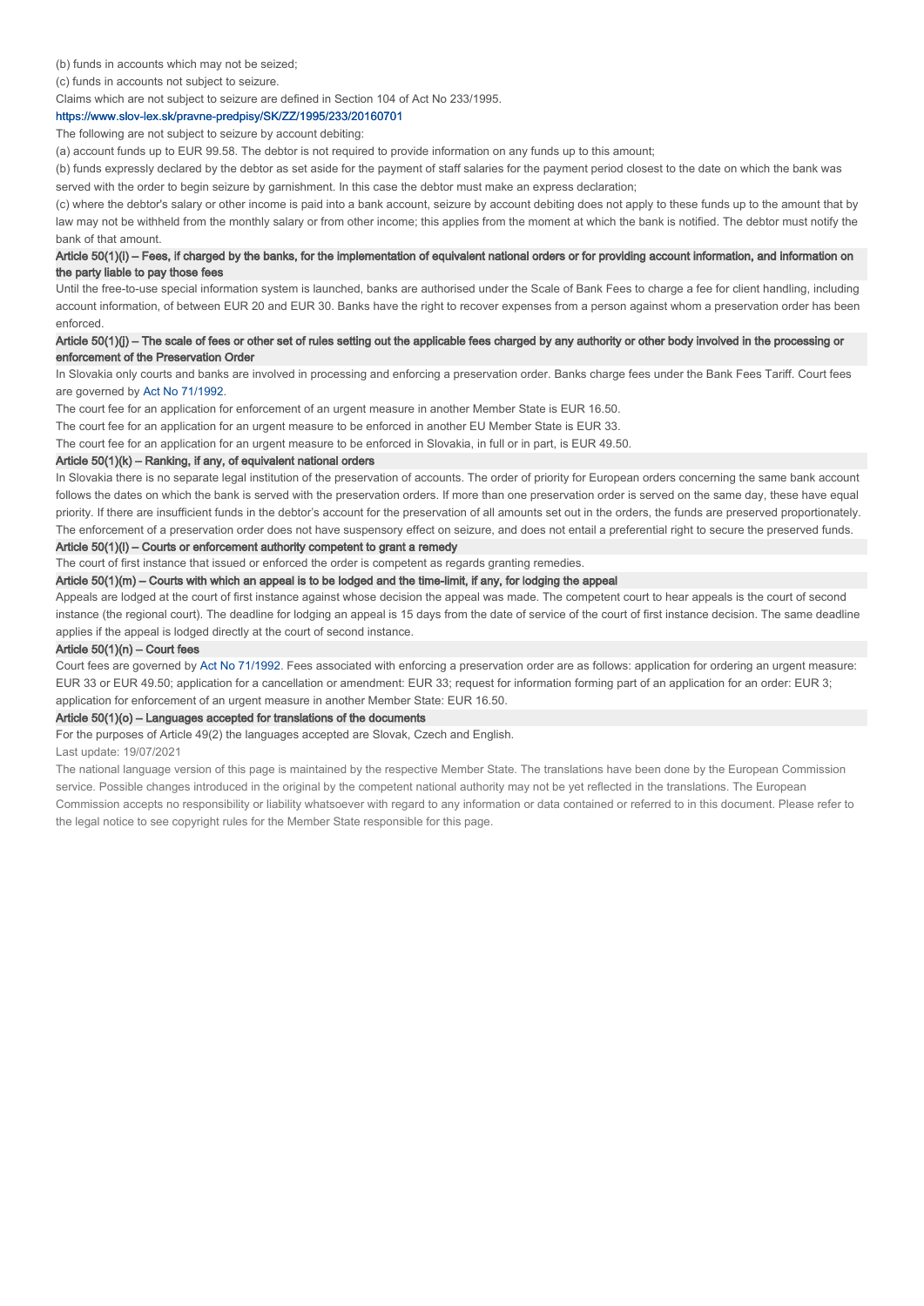(b) funds in accounts which may not be seized;

(c) funds in accounts not subject to seizure.

Claims which are not subject to seizure are defined in Section 104 of Act No 233/1995.

https://www.slov-lex.sk/pravne-predpisy/SK/ZZ/1995/233/20160701

The following are not subject to seizure by account debiting:

(a) account funds up to EUR 99.58. The debtor is not required to provide information on any funds up to this amount;

(b) funds expressly declared by the debtor as set aside for the payment of staff salaries for the payment period closest to the date on which the bank was served with the order to begin seizure by garnishment. In this case the debtor must make an express declaration;

(c) where the debtor's salary or other income is paid into a bank account, seizure by account debiting does not apply to these funds up to the amount that by law may not be withheld from the monthly salary or from other income; this applies from the moment at which the bank is notified. The debtor must notify the bank of that amount.

### Article 50(1)(i) – Fees, if charged by the banks, for the implementation of equivalent national orders or for providing account information, and information on the party liable to pay those fees

Until the free-to-use special information system is launched, banks are authorised under the Scale of Bank Fees to charge a fee for client handling, including account information, of between EUR 20 and EUR 30. Banks have the right to recover expenses from a person against whom a preservation order has been enforced.

### Article 50(1)(j) – The scale of fees or other set of rules setting out the applicable fees charged by any authority or other body involved in the processing or enforcement of the Preservation Order

In Slovakia only courts and banks are involved in processing and enforcing a preservation order. Banks charge fees under the Bank Fees Tariff. Court fees are governed by Act No 71/1992.

The court fee for an application for enforcement of an urgent measure in another Member State is EUR 16.50.

The court fee for an application for an urgent measure to be enforced in another EU Member State is EUR 33.

The court fee for an application for an urgent measure to be enforced in Slovakia, in full or in part, is EUR 49.50.

### Article 50(1)(k) – Ranking, if any, of equivalent national orders

In Slovakia there is no separate legal institution of the preservation of accounts. The order of priority for European orders concerning the same bank account follows the dates on which the bank is served with the preservation orders. If more than one preservation order is served on the same day, these have equal priority. If there are insufficient funds in the debtor's account for the preservation of all amounts set out in the orders, the funds are preserved proportionately. The enforcement of a preservation order does not have suspensory effect on seizure, and does not entail a preferential right to secure the preserved funds.

### Article 50(1)(l) – Courts or enforcement authority competent to grant a remedy

The court of first instance that issued or enforced the order is competent as regards granting remedies.

### Article 50(1)(m) – Courts with which an appeal is to be lodged and the time-limit, if any, for lodging the appeal

Appeals are lodged at the court of first instance against whose decision the appeal was made. The competent court to hear appeals is the court of second instance (the regional court). The deadline for lodging an appeal is 15 days from the date of service of the court of first instance decision. The same deadline applies if the appeal is lodged directly at the court of second instance.

### Article 50(1)(n) – Court fees

Court fees are governed by Act No 71/1992. Fees associated with enforcing a preservation order are as follows: application for ordering an urgent measure: EUR 33 or EUR 49.50; application for a cancellation or amendment: EUR 33; request for information forming part of an application for an order: EUR 3; application for enforcement of an urgent measure in another Member State: EUR 16.50.

### Article 50(1)(o) – Languages accepted for translations of the documents

For the purposes of Article 49(2) the languages accepted are Slovak, Czech and English.

Last update: 19/07/2021

The national language version of this page is maintained by the respective Member State. The translations have been done by the European Commission service. Possible changes introduced in the original by the competent national authority may not be yet reflected in the translations. The European Commission accepts no responsibility or liability whatsoever with regard to any information or data contained or referred to in this document. Please refer to the legal notice to see copyright rules for the Member State responsible for this page.